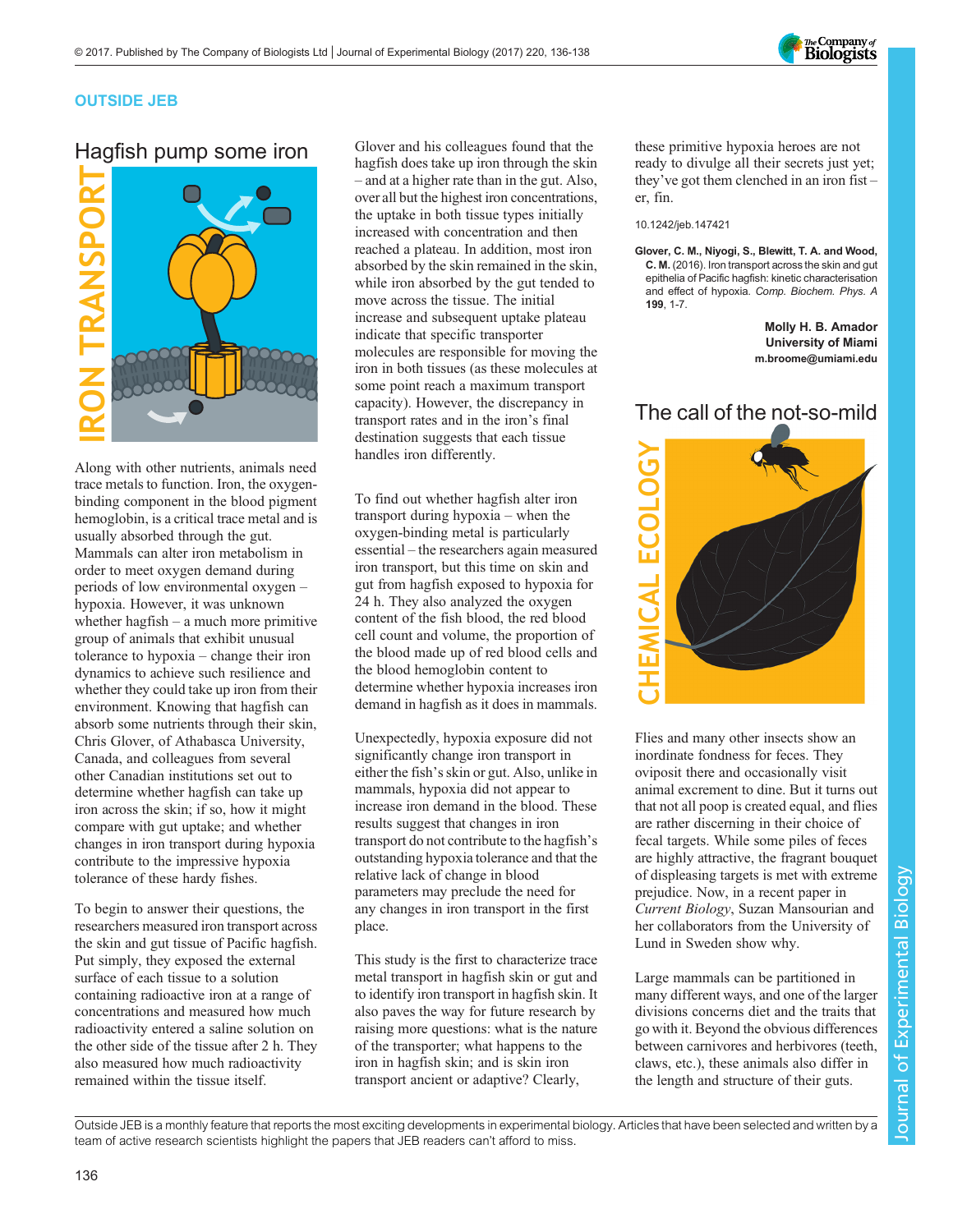OUTSIDE JEB

# Hagfish pump some iron

IRON TRANSPORT

Along with other nutrients, animals need trace metals to function. Iron, the oxygen-binding component in the blood pigment hemoglobin, is a critical trace metal and is usually absorbed through the gut. Mammals can alter iron metabolism in order to meet oxygen demand during periods of low environmental oxygen – hypoxia. However, it was unknown whether hagfish – a much more primitive group of animals that exhibit unusual tolerance to hypoxia – change their iron dynamics to achieve such resilience and whether they could take up iron from their environment. Knowing that hagfish can absorb some nutrients through their skin, Chris Glover, of Athabasca University, Canada, and colleagues from several other Canadian institutions set out to determine whether hagfish can take up iron across the skin; if so, how it might compare with gut uptake; and whether changes in iron transport during hypoxia contribute to the impressive hypoxia tolerance of these hardy fishes.

To begin to answer their questions, the researchers measured iron transport across the skin and gut tissue of Pacific hagfish. Put simply, they exposed the external surface of each tissue to a solution containing radioactive iron at a range of concentrations and measured how much radioactivity entered a saline solution on the other side of the tissue after 2 h. They also measured how much radioactivity remained within the tissue itself.

Glover and his colleagues found that the hagfish does take up iron through the skin – and at a higher rate than in the gut. Also, over all but the highest iron concentrations, the uptake in both tissue types initially increased with concentration and then reached a plateau. In addition, most iron absorbed by the skin remained in the skin, while iron absorbed by the gut tended to move across the tissue. The initial increase and subsequent uptake plateau indicate that specific transporter molecules are responsible for moving the iron in both tissues (as these molecules at some point reach a maximum transport capacity). However, the discrepancy in transport rates and in the iron's final destination suggests that each tissue handles iron differently.

To find out whether hagfish alter iron transport during hypoxia – when the oxygen-binding metal is particularly essential – the researchers again measured iron transport, but this time on skin and gut from hagfish exposed to hypoxia for 24 h. They also analyzed the oxygen content of the fish blood, the red blood cell count and volume, the proportion of the blood made up of red blood cells and the blood hemoglobin content to determine whether hypoxia increases iron demand in hagfish as it does in mammals.

Unexpectedly, hypoxia exposure did not significantly change iron transport in either the fish's skin or gut. Also, unlike in mammals, hypoxia did not appear to increase iron demand in the blood. These results suggest that changes in iron transport do not contribute to the hagfish's outstanding hypoxia tolerance and that the relative lack of change in blood parameters may preclude the need for any changes in iron transport in the first place.

This study is the first to characterize trace metal transport in hagfish skin or gut and to identify iron transport in hagfish skin. It also paves the way for future research by raising more questions: what is the nature of the transporter; what happens to the iron in hagfish skin; and is skin iron transport ancient or adaptive? Clearly, these primitive hypoxia heroes are not ready to divulge all their secrets just yet; they've got them clenched in an iron fist – er, fin.

10.1242/jeb.147421

**Glover, C. M., Niyogi, S., Blewitt, T. A. and Wood, C. M.** (2016). Iron transport across the skin and gut epithelia of Pacific hagfish: kinetic characterisation and effect of hypoxia. *Comp. Biochem. Phys. A* **199**, 1-7.

**Molly H. B. Amador**
**University of Miami**
**m.broome@umiami.edu**

# The call of the not-so-mild

CHEMICAL ECOLOGY

Flies and many other insects show an inordinate fondness for feces. They oviposit there and occasionally visit animal excrement to dine. But it turns out that not all poop is created equal, and flies are rather discerning in their choice of fecal targets. While some piles of feces are highly attractive, the fragrant bouquet of displeasing targets is met with extreme prejudice. Now, in a recent paper in *Current Biology*, Suzan Mansourian and her collaborators from the University of Lund in Sweden show why.

Large mammals can be partitioned in many different ways, and one of the larger divisions concerns diet and the traits that go with it. Beyond the obvious differences between carnivores and herbivores (teeth, claws, etc.), these animals also differ in the length and structure of their guts.

Outside JEB is a monthly feature that reports the most exciting developments in experimental biology. Articles that have been selected and written by a team of active research scientists highlight the papers that JEB readers can't afford to miss.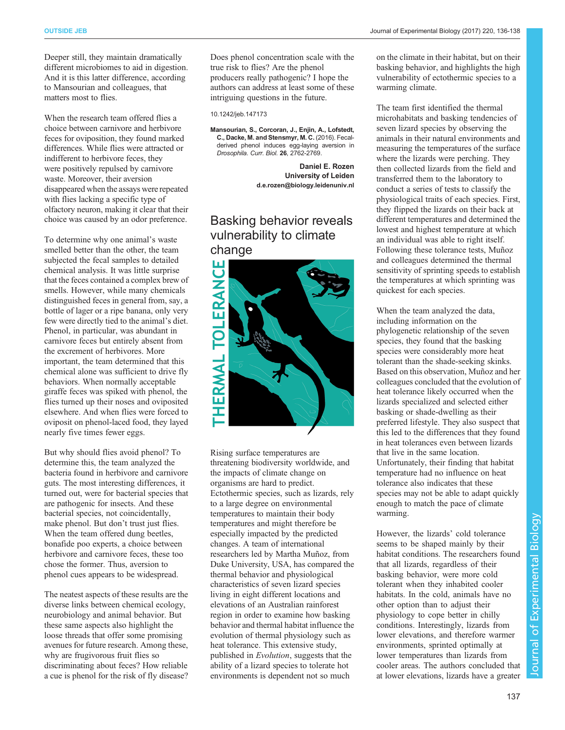Deeper still, they maintain dramatically different microbiomes to aid in digestion. And it is this latter difference, according to Mansourian and colleagues, that matters most to flies.

When the research team offered flies a choice between carnivore and herbivore feces for oviposition, they found marked differences. While flies were attracted or indifferent to herbivore feces, they were positively repulsed by carnivore waste. Moreover, their aversion disappeared when the assays were repeated with flies lacking a specific type of olfactory neuron, making it clear that their choice was caused by an odor preference.

To determine why one animal's waste smelled better than the other, the team subjected the fecal samples to detailed chemical analysis. It was little surprise that the feces contained a complex brew of smells. However, while many chemicals distinguished feces in general from, say, a bottle of lager or a ripe banana, only very few were directly tied to the animal's diet. Phenol, in particular, was abundant in carnivore feces but entirely absent from the excrement of herbivores. More important, the team determined that this chemical alone was sufficient to drive fly behaviors. When normally acceptable giraffe feces was spiked with phenol, the flies turned up their noses and oviposited elsewhere. And when flies were forced to oviposit on phenol-laced food, they layed nearly five times fewer eggs.

But why should flies avoid phenol? To determine this, the team analyzed the bacteria found in herbivore and carnivore guts. The most interesting differences, it turned out, were for bacterial species that are pathogenic for insects. And these bacterial species, not coincidentally, make phenol. But don't trust just flies. When the team offered dung beetles, bonafide poo experts, a choice between herbivore and carnivore feces, these too chose the former. Thus, aversion to phenol cues appears to be widespread.

The neatest aspects of these results are the diverse links between chemical ecology, neurobiology and animal behavior. But these same aspects also highlight the loose threads that offer some promising avenues for future research. Among these, why are frugivorous fruit flies so discriminating about feces? How reliable a cue is phenol for the risk of fly disease? Does phenol concentration scale with the true risk to flies? Are the phenol producers really pathogenic? I hope the authors can address at least some of these intriguing questions in the future.

10.1242/jeb.147173

**Mansourian, S., Corcoran, J., Enjin, A., Lofstedt, C., Dacke, M. and Stensmyr, M. C.** (2016). Fecal-derived phenol induces egg-laying aversion in *Drosophila*. *Curr. Biol.* **26**, 2762-2769.

**Daniel E. Rozen**
**University of Leiden**
**d.e.rozen@biology.leidenuniv.nl**

## Basking behavior reveals vulnerability to climate change

THERMAL TOLERANCE

Rising surface temperatures are threatening biodiversity worldwide, and the impacts of climate change on organisms are hard to predict. Ectothermic species, such as lizards, rely to a large degree on environmental temperatures to maintain their body temperatures and might therefore be especially impacted by the predicted changes. A team of international researchers led by Martha Muñoz, from Duke University, USA, has compared the thermal behavior and physiological characteristics of seven lizard species living in eight different locations and elevations of an Australian rainforest region in order to examine how basking behavior and thermal habitat influence the evolution of thermal physiology such as heat tolerance. This extensive study, published in *Evolution*, suggests that the ability of a lizard species to tolerate hot environments is dependent not so much on the climate in their habitat, but on their basking behavior, and highlights the high vulnerability of ectothermic species to a warming climate.

The team first identified the thermal microhabitats and basking tendencies of seven lizard species by observing the animals in their natural environments and measuring the temperatures of the surface where the lizards were perching. They then collected lizards from the field and transferred them to the laboratory to conduct a series of tests to classify the physiological traits of each species. First, they flipped the lizards on their back at different temperatures and determined the lowest and highest temperature at which an individual was able to right itself. Following these tolerance tests, Muñoz and colleagues determined the thermal sensitivity of sprinting speeds to establish the temperatures at which sprinting was quickest for each species.

When the team analyzed the data, including information on the phylogenetic relationship of the seven species, they found that the basking species were considerably more heat tolerant than the shade-seeking skinks. Based on this observation, Muñoz and her colleagues concluded that the evolution of heat tolerance likely occurred when the lizards specialized and selected either basking or shade-dwelling as their preferred lifestyle. They also suspect that this led to the differences that they found in heat tolerances even between lizards that live in the same location. Unfortunately, their finding that habitat temperature had no influence on heat tolerance also indicates that these species may not be able to adapt quickly enough to match the pace of climate warming.

However, the lizards' cold tolerance seems to be shaped mainly by their habitat conditions. The researchers found that all lizards, regardless of their basking behavior, were more cold tolerant when they inhabited cooler habitats. In the cold, animals have no other option than to adjust their physiology to cope better in chilly conditions. Interestingly, lizards from lower elevations, and therefore warmer environments, sprinted optimally at lower temperatures than lizards from cooler areas. The authors concluded that at lower elevations, lizards have a greater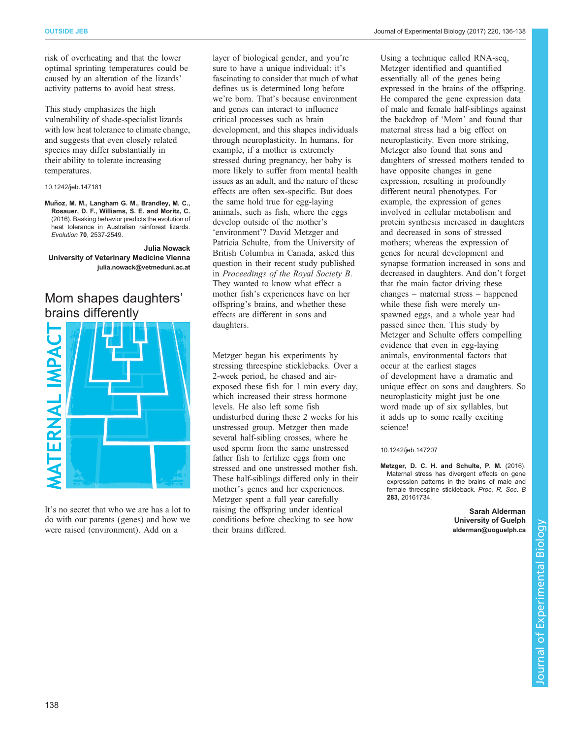risk of overheating and that the lower optimal sprinting temperatures could be caused by an alteration of the lizards' activity patterns to avoid heat stress.

This study emphasizes the high vulnerability of shade-specialist lizards with low heat tolerance to climate change, and suggests that even closely related species may differ substantially in their ability to tolerate increasing temperatures.

10.1242/jeb.147181

**Muñoz, M. M., Langham G. M., Brandley, M. C., Rosauer, D. F., Williams, S. E. and Moritz, C.** (2016). Basking behavior predicts the evolution of heat tolerance in Australian rainforest lizards. *Evolution* **70**, 2537-2549.

**Julia Nowack**
**University of Veterinary Medicine Vienna**
**julia.nowack@vetmeduni.ac.at**

## Mom shapes daughters' brains differently

MATERNAL IMPACT

It's no secret that who we are has a lot to do with our parents (genes) and how we were raised (environment). Add on a layer of biological gender, and you're sure to have a unique individual: it's fascinating to consider that much of what defines us is determined long before we're born. That's because environment and genes can interact to influence critical processes such as brain development, and this shapes individuals through neuroplasticity. In humans, for example, if a mother is extremely stressed during pregnancy, her baby is more likely to suffer from mental health issues as an adult, and the nature of these effects are often sex-specific. But does the same hold true for egg-laying animals, such as fish, where the eggs develop outside of the mother's 'environment'? David Metzger and Patricia Schulte, from the University of British Columbia in Canada, asked this question in their recent study published in *Proceedings of the Royal Society B*. They wanted to know what effect a mother fish's experiences have on her offspring's brains, and whether these effects are different in sons and daughters.

Metzger began his experiments by stressing threespine sticklebacks. Over a 2-week period, he chased and air-exposed these fish for 1 min every day, which increased their stress hormone levels. He also left some fish undisturbed during these 2 weeks for his unstressed group. Metzger then made several half-sibling crosses, where he used sperm from the same unstressed father fish to fertilize eggs from one stressed and one unstressed mother fish. These half-siblings differed only in their mother's genes and her experiences. Metzger spent a full year carefully raising the offspring under identical conditions before checking to see how their brains differed.

Using a technique called RNA-seq, Metzger identified and quantified essentially all of the genes being expressed in the brains of the offspring. He compared the gene expression data of male and female half-siblings against the backdrop of 'Mom' and found that maternal stress had a big effect on neuroplasticity. Even more striking, Metzger also found that sons and daughters of stressed mothers tended to have opposite changes in gene expression, resulting in profoundly different neural phenotypes. For example, the expression of genes involved in cellular metabolism and protein synthesis increased in daughters and decreased in sons of stressed mothers; whereas the expression of genes for neural development and synapse formation increased in sons and decreased in daughters. And don't forget that the main factor driving these changes – maternal stress – happened while these fish were merely un-spawned eggs, and a whole year had passed since then. This study by Metzger and Schulte offers compelling evidence that even in egg-laying animals, environmental factors that occur at the earliest stages of development have a dramatic and unique effect on sons and daughters. So neuroplasticity might just be one word made up of six syllables, but it adds up to some really exciting science!

10.1242/jeb.147207

**Metzger, D. C. H. and Schulte, P. M.** (2016). Maternal stress has divergent effects on gene expression patterns in the brains of male and female threespine stickleback. *Proc. R. Soc. B* **283**, 20161734.

**Sarah Alderman**
**University of Guelph**
**alderman@uoguelph.ca**